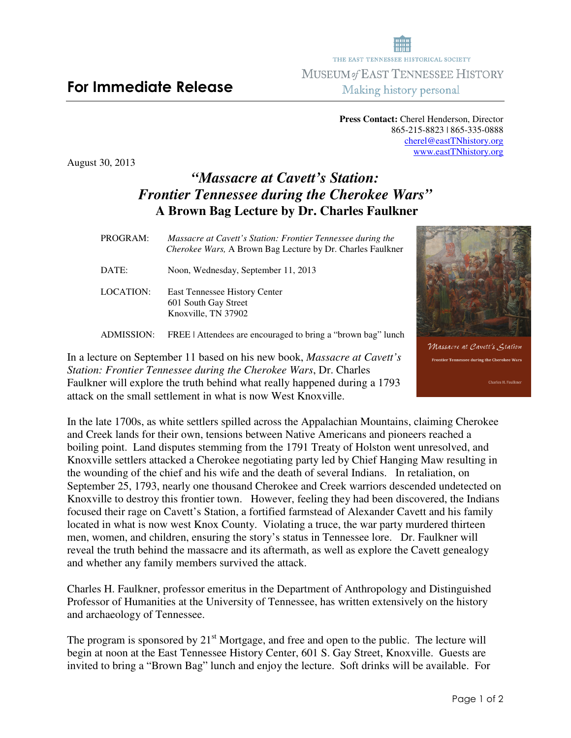# For Immediate Release

THE EAST TENNESSEE HISTORICAL SOCIETY
MUSEUM *of* EAST TENNESSEE HISTORY
Making history personal

**Press Contact:** Cherel Henderson, Director
865-215-8823 | 865-335-0888
cherel@eastTNhistory.org
www.eastTNhistory.org

August 30, 2013

## *"Massacre at Cavett's Station: Frontier Tennessee during the Cherokee Wars"*
## A Brown Bag Lecture by Dr. Charles Faulkner

| | |
|---|---|
| PROGRAM: | *Massacre at Cavett's Station: Frontier Tennessee during the Cherokee Wars,* A Brown Bag Lecture by Dr. Charles Faulkner |
| DATE: | Noon, Wednesday, September 11, 2013 |
| LOCATION: | East Tennessee History Center<br>601 South Gay Street<br>Knoxville, TN 37902 |
| ADMISSION: | FREE \| Attendees are encouraged to bring a "brown bag" lunch |

In a lecture on September 11 based on his new book, *Massacre at Cavett's Station: Frontier Tennessee during the Cherokee Wars*, Dr. Charles Faulkner will explore the truth behind what really happened during a 1793 attack on the small settlement in what is now West Knoxville.

In the late 1700s, as white settlers spilled across the Appalachian Mountains, claiming Cherokee and Creek lands for their own, tensions between Native Americans and pioneers reached a boiling point. Land disputes stemming from the 1791 Treaty of Holston went unresolved, and Knoxville settlers attacked a Cherokee negotiating party led by Chief Hanging Maw resulting in the wounding of the chief and his wife and the death of several Indians. In retaliation, on September 25, 1793, nearly one thousand Cherokee and Creek warriors descended undetected on Knoxville to destroy this frontier town. However, feeling they had been discovered, the Indians focused their rage on Cavett's Station, a fortified farmstead of Alexander Cavett and his family located in what is now west Knox County. Violating a truce, the war party murdered thirteen men, women, and children, ensuring the story's status in Tennessee lore. Dr. Faulkner will reveal the truth behind the massacre and its aftermath, as well as explore the Cavett genealogy and whether any family members survived the attack.

Charles H. Faulkner, professor emeritus in the Department of Anthropology and Distinguished Professor of Humanities at the University of Tennessee, has written extensively on the history and archaeology of Tennessee.

The program is sponsored by 21st Mortgage, and free and open to the public. The lecture will begin at noon at the East Tennessee History Center, 601 S. Gay Street, Knoxville. Guests are invited to bring a "Brown Bag" lunch and enjoy the lecture. Soft drinks will be available. For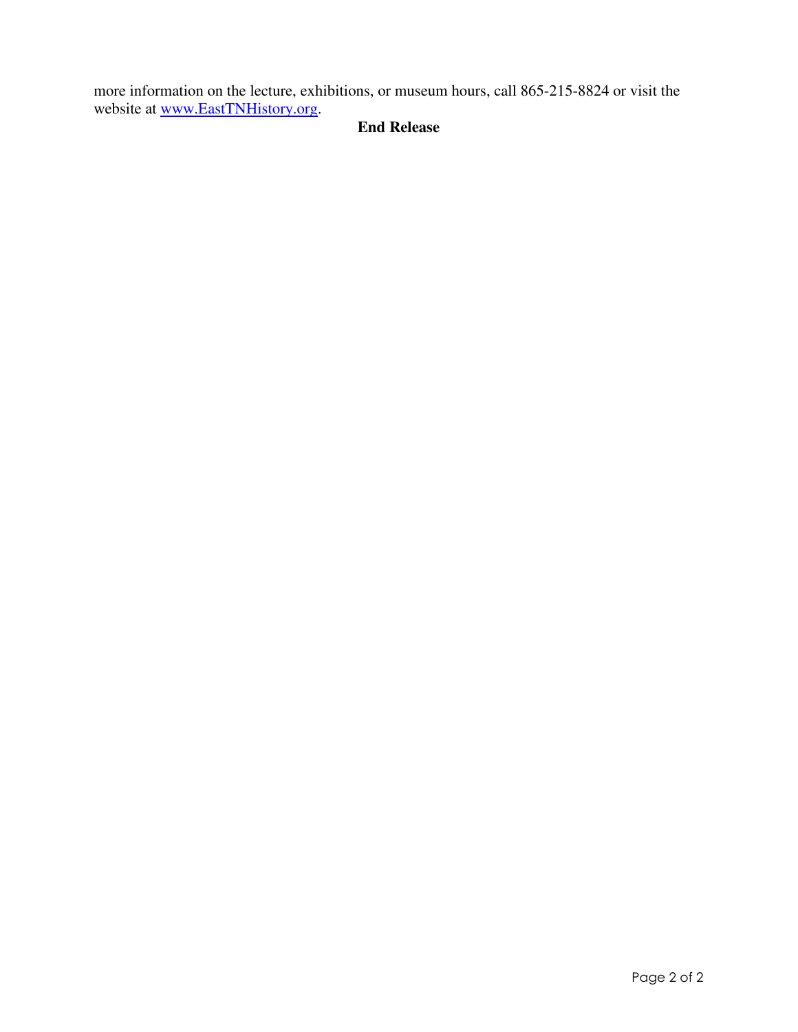more information on the lecture, exhibitions, or museum hours, call 865-215-8824 or visit the website at [www.EastTNHistory.org](http://www.EastTNHistory.org).

**End Release**